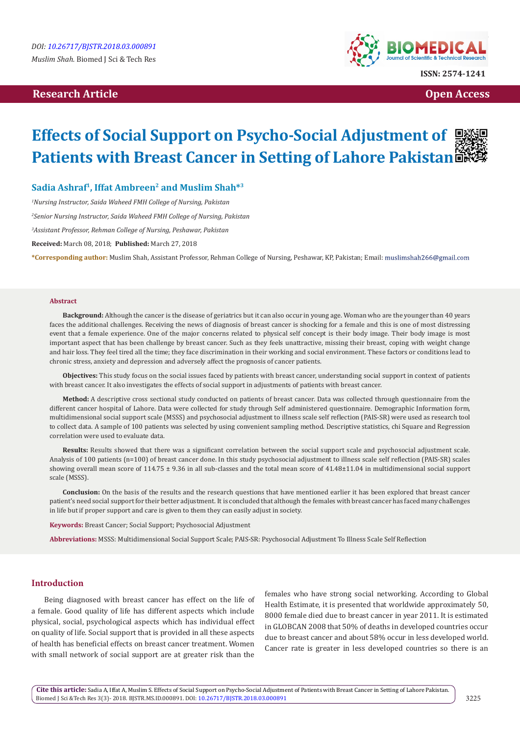**Research Article** | **Open Access**

# Effects of Social Support on Psycho-Social Adjustment of Patients with Breast Cancer in Setting of Lahore Pakistan

**Sadia Ashraf[1], Iffat Ambreen[2] and Muslim Shah*[3]**

[1]*Nursing Instructor, Saida Waheed FMH College of Nursing, Pakistan*

[2]*Senior Nursing Instructor, Saida Waheed FMH College of Nursing, Pakistan*

[3]*Assistant Professor, Rehman College of Nursing, Peshawar, Pakistan*

**Received:** March 08, 2018; **Published:** March 27, 2018

***Corresponding author:** Muslim Shah, Assistant Professor, Rehman College of Nursing, Peshawar, KP, Pakistan; Email: muslimshah266@gmail.com

## Abstract

**Background:** Although the cancer is the disease of geriatrics but it can also occur in young age. Woman who are the younger than 40 years faces the additional challenges. Receiving the news of diagnosis of breast cancer is shocking for a female and this is one of most distressing event that a female experience. One of the major concerns related to physical self concept is their body image. Their body image is most important aspect that has been challenge by breast cancer. Such as they feels unattractive, missing their breast, coping with weight change and hair loss. They feel tired all the time; they face discrimination in their working and social environment. These factors or conditions lead to chronic stress, anxiety and depression and adversely affect the prognosis of cancer patients.

**Objectives:** This study focus on the social issues faced by patients with breast cancer, understanding social support in context of patients with breast cancer. It also investigates the effects of social support in adjustments of patients with breast cancer.

**Method:** A descriptive cross sectional study conducted on patients of breast cancer. Data was collected through questionnaire from the different cancer hospital of Lahore. Data were collected for study through Self administered questionnaire. Demographic Information form, multidimensional social support scale (MSSS) and psychosocial adjustment to illness scale self reflection (PAIS-SR) were used as research tool to collect data. A sample of 100 patients was selected by using convenient sampling method. Descriptive statistics, chi Square and Regression correlation were used to evaluate data.

**Results:** Results showed that there was a significant correlation between the social support scale and psychosocial adjustment scale. Analysis of 100 patients (n=100) of breast cancer done. In this study psychosocial adjustment to illness scale self reflection (PAIS-SR) scales showing overall mean score of 114.75 ± 9.36 in all sub-classes and the total mean score of 41.48±11.04 in multidimensional social support scale (MSSS).

**Conclusion:** On the basis of the results and the research questions that have mentioned earlier it has been explored that breast cancer patient's need social support for their better adjustment. It is concluded that although the females with breast cancer has faced many challenges in life but if proper support and care is given to them they can easily adjust in society.

**Keywords:** Breast Cancer; Social Support; Psychosocial Adjustment

**Abbreviations:** MSSS: Multidimensional Social Support Scale; PAIS-SR: Psychosocial Adjustment To Illness Scale Self Reflection

## Introduction

Being diagnosed with breast cancer has effect on the life of a female. Good quality of life has different aspects which include physical, social, psychological aspects which has individual effect on quality of life. Social support that is provided in all these aspects of health has beneficial effects on breast cancer treatment. Women with small network of social support are at greater risk than the females who have strong social networking. According to Global Health Estimate, it is presented that worldwide approximately 50, 8000 female died due to breast cancer in year 2011. It is estimated in GLOBCAN 2008 that 50% of deaths in developed countries occur due to breast cancer and about 58% occur in less developed world. Cancer rate is greater in less developed countries so there is an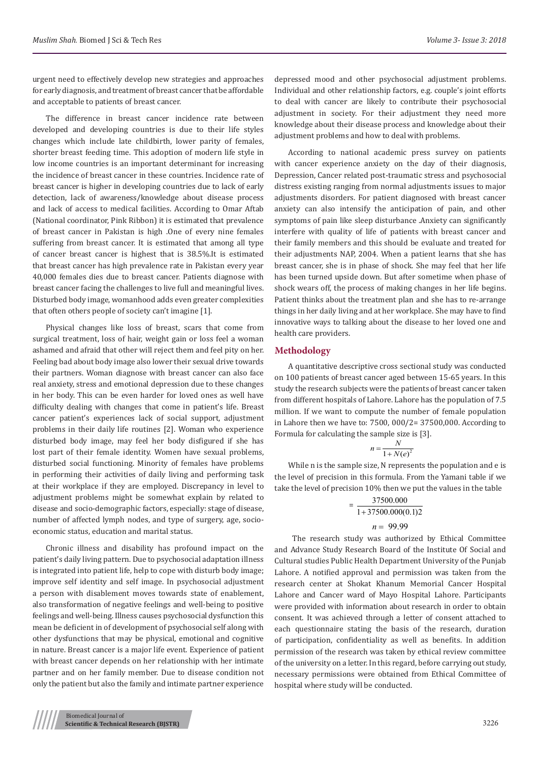urgent need to effectively develop new strategies and approaches for early diagnosis, and treatment of breast cancer that be affordable and acceptable to patients of breast cancer.

The difference in breast cancer incidence rate between developed and developing countries is due to their life styles changes which include late childbirth, lower parity of females, shorter breast feeding time. This adoption of modern life style in low income countries is an important determinant for increasing the incidence of breast cancer in these countries. Incidence rate of breast cancer is higher in developing countries due to lack of early detection, lack of awareness/knowledge about disease process and lack of access to medical facilities. According to Omar Aftab (National coordinator, Pink Ribbon) it is estimated that prevalence of breast cancer in Pakistan is high .One of every nine females suffering from breast cancer. It is estimated that among all type of cancer breast cancer is highest that is 38.5%.It is estimated that breast cancer has high prevalence rate in Pakistan every year 40,000 females dies due to breast cancer. Patients diagnose with breast cancer facing the challenges to live full and meaningful lives. Disturbed body image, womanhood adds even greater complexities that often others people of society can't imagine [1].

Physical changes like loss of breast, scars that come from surgical treatment, loss of hair, weight gain or loss feel a woman ashamed and afraid that other will reject them and feel pity on her. Feeling bad about body image also lower their sexual drive towards their partners. Woman diagnose with breast cancer can also face real anxiety, stress and emotional depression due to these changes in her body. This can be even harder for loved ones as well have difficulty dealing with changes that come in patient's life. Breast cancer patient's experiences lack of social support, adjustment problems in their daily life routines [2]. Woman who experience disturbed body image, may feel her body disfigured if she has lost part of their female identity. Women have sexual problems, disturbed social functioning. Minority of females have problems in performing their activities of daily living and performing task at their workplace if they are employed. Discrepancy in level to adjustment problems might be somewhat explain by related to disease and socio-demographic factors, especially: stage of disease, number of affected lymph nodes, and type of surgery, age, socio-economic status, education and marital status.

Chronic illness and disability has profound impact on the patient's daily living pattern. Due to psychosocial adaptation illness is integrated into patient life, help to cope with disturb body image; improve self identity and self image. In psychosocial adjustment a person with disablement moves towards state of enablement, also transformation of negative feelings and well-being to positive feelings and well-being. Illness causes psychosocial dysfunction this mean be deficient in of development of psychosocial self along with other dysfunctions that may be physical, emotional and cognitive in nature. Breast cancer is a major life event. Experience of patient with breast cancer depends on her relationship with her intimate partner and on her family member. Due to disease condition not only the patient but also the family and intimate partner experience depressed mood and other psychosocial adjustment problems. Individual and other relationship factors, e.g. couple's joint efforts to deal with cancer are likely to contribute their psychosocial adjustment in society. For their adjustment they need more knowledge about their disease process and knowledge about their adjustment problems and how to deal with problems.

According to national academic press survey on patients with cancer experience anxiety on the day of their diagnosis, Depression, Cancer related post-traumatic stress and psychosocial distress existing ranging from normal adjustments issues to major adjustments disorders. For patient diagnosed with breast cancer anxiety can also intensify the anticipation of pain, and other symptoms of pain like sleep disturbance .Anxiety can significantly interfere with quality of life of patients with breast cancer and their family members and this should be evaluate and treated for their adjustments NAP, 2004. When a patient learns that she has breast cancer, she is in phase of shock. She may feel that her life has been turned upside down. But after sometime when phase of shock wears off, the process of making changes in her life begins. Patient thinks about the treatment plan and she has to re-arrange things in her daily living and at her workplace. She may have to find innovative ways to talking about the disease to her loved one and health care providers.

## Methodology

A quantitative descriptive cross sectional study was conducted on 100 patients of breast cancer aged between 15-65 years. In this study the research subjects were the patients of breast cancer taken from different hospitals of Lahore. Lahore has the population of 7.5 million. If we want to compute the number of female population in Lahore then we have to: 7500, 000/2= 37500,000. According to Formula for calculating the sample size is [3].

$$n = \frac{N}{1 + N(e)^2}$$

While n is the sample size, N represents the population and e is the level of precision in this formula. From the Yamani table if we take the level of precision 10% then we put the values in the table

$$= \frac{37500.000}{1 + 37500.000(0.1)2}$$

$$n = 99.99$$

The research study was authorized by Ethical Committee and Advance Study Research Board of the Institute Of Social and Cultural studies Public Health Department University of the Punjab Lahore. A notified approval and permission was taken from the research center at Shokat Khanum Memorial Cancer Hospital Lahore and Cancer ward of Mayo Hospital Lahore. Participants were provided with information about research in order to obtain consent. It was achieved through a letter of consent attached to each questionnaire stating the basis of the research, duration of participation, confidentiality as well as benefits. In addition permission of the research was taken by ethical review committee of the university on a letter. In this regard, before carrying out study, necessary permissions were obtained from Ethical Committee of hospital where study will be conducted.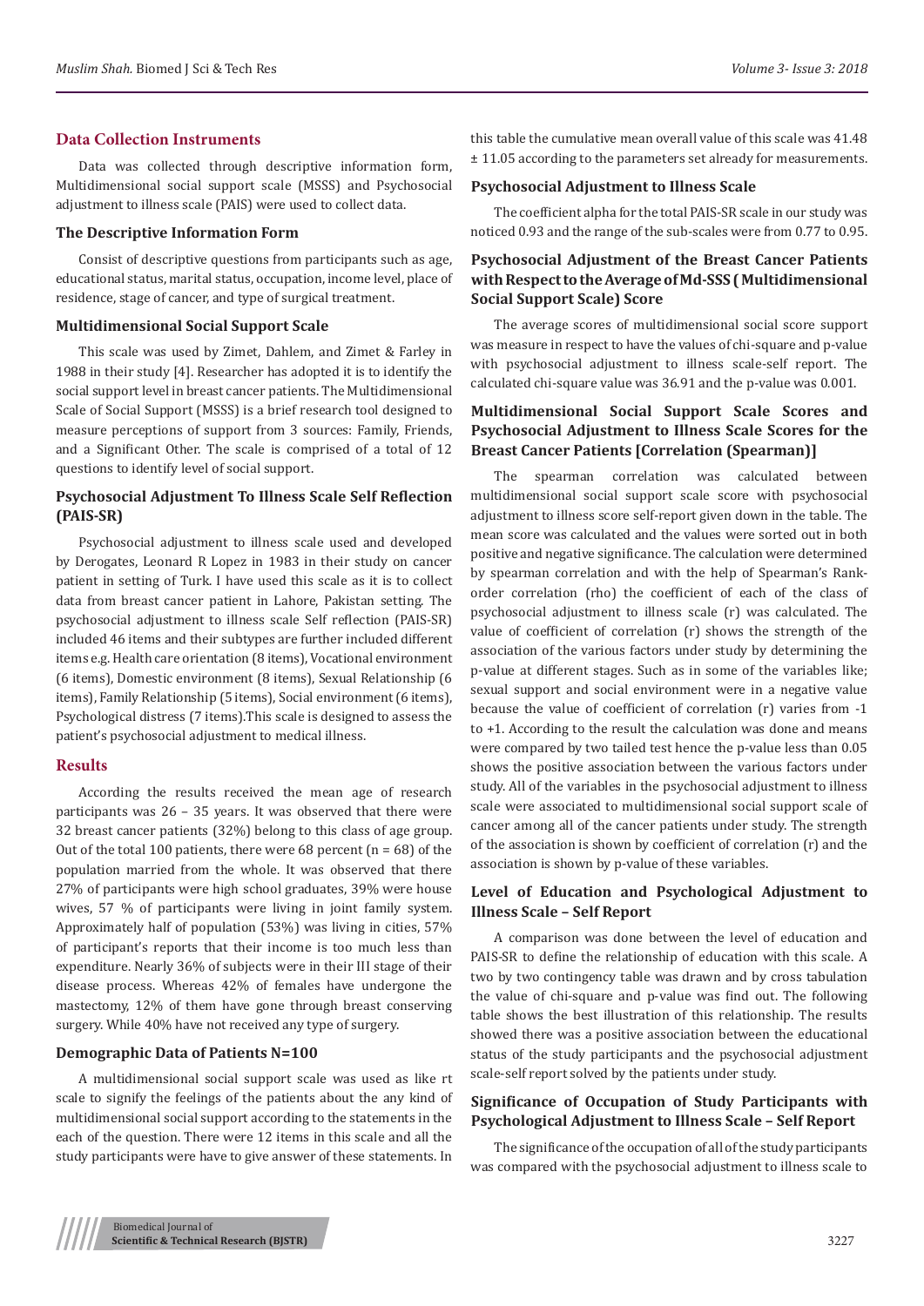## Data Collection Instruments

Data was collected through descriptive information form, Multidimensional social support scale (MSSS) and Psychosocial adjustment to illness scale (PAIS) were used to collect data.

### The Descriptive Information Form

Consist of descriptive questions from participants such as age, educational status, marital status, occupation, income level, place of residence, stage of cancer, and type of surgical treatment.

### Multidimensional Social Support Scale

This scale was used by Zimet, Dahlem, and Zimet & Farley in 1988 in their study [4]. Researcher has adopted it is to identify the social support level in breast cancer patients. The Multidimensional Scale of Social Support (MSSS) is a brief research tool designed to measure perceptions of support from 3 sources: Family, Friends, and a Significant Other. The scale is comprised of a total of 12 questions to identify level of social support.

### Psychosocial Adjustment To Illness Scale Self Reflection (PAIS-SR)

Psychosocial adjustment to illness scale used and developed by Derogates, Leonard R Lopez in 1983 in their study on cancer patient in setting of Turk. I have used this scale as it is to collect data from breast cancer patient in Lahore, Pakistan setting. The psychosocial adjustment to illness scale Self reflection (PAIS-SR) included 46 items and their subtypes are further included different items e.g. Health care orientation (8 items), Vocational environment (6 items), Domestic environment (8 items), Sexual Relationship (6 items), Family Relationship (5 items), Social environment (6 items), Psychological distress (7 items).This scale is designed to assess the patient's psychosocial adjustment to medical illness.

## Results

According the results received the mean age of research participants was 26 – 35 years. It was observed that there were 32 breast cancer patients (32%) belong to this class of age group. Out of the total 100 patients, there were 68 percent (n = 68) of the population married from the whole. It was observed that there 27% of participants were high school graduates, 39% were house wives, 57 % of participants were living in joint family system. Approximately half of population (53%) was living in cities, 57% of participant's reports that their income is too much less than expenditure. Nearly 36% of subjects were in their III stage of their disease process. Whereas 42% of females have undergone the mastectomy, 12% of them have gone through breast conserving surgery. While 40% have not received any type of surgery.

### Demographic Data of Patients N=100

A multidimensional social support scale was used as like rt scale to signify the feelings of the patients about the any kind of multidimensional social support according to the statements in the each of the question. There were 12 items in this scale and all the study participants were have to give answer of these statements. In this table the cumulative mean overall value of this scale was 41.48 ± 11.05 according to the parameters set already for measurements.

### Psychosocial Adjustment to Illness Scale

The coefficient alpha for the total PAIS-SR scale in our study was noticed 0.93 and the range of the sub-scales were from 0.77 to 0.95.

### Psychosocial Adjustment of the Breast Cancer Patients with Respect to the Average of Md-SSS ( Multidimensional Social Support Scale) Score

The average scores of multidimensional social score support was measure in respect to have the values of chi-square and p-value with psychosocial adjustment to illness scale-self report. The calculated chi-square value was 36.91 and the p-value was 0.001.

### Multidimensional Social Support Scale Scores and Psychosocial Adjustment to Illness Scale Scores for the Breast Cancer Patients [Correlation (Spearman)]

The spearman correlation was calculated between multidimensional social support scale score with psychosocial adjustment to illness score self-report given down in the table. The mean score was calculated and the values were sorted out in both positive and negative significance. The calculation were determined by spearman correlation and with the help of Spearman's Rank-order correlation (rho) the coefficient of each of the class of psychosocial adjustment to illness scale (r) was calculated. The value of coefficient of correlation (r) shows the strength of the association of the various factors under study by determining the p-value at different stages. Such as in some of the variables like; sexual support and social environment were in a negative value because the value of coefficient of correlation (r) varies from -1 to +1. According to the result the calculation was done and means were compared by two tailed test hence the p-value less than 0.05 shows the positive association between the various factors under study. All of the variables in the psychosocial adjustment to illness scale were associated to multidimensional social support scale of cancer among all of the cancer patients under study. The strength of the association is shown by coefficient of correlation (r) and the association is shown by p-value of these variables.

### Level of Education and Psychological Adjustment to Illness Scale – Self Report

A comparison was done between the level of education and PAIS-SR to define the relationship of education with this scale. A two by two contingency table was drawn and by cross tabulation the value of chi-square and p-value was find out. The following table shows the best illustration of this relationship. The results showed there was a positive association between the educational status of the study participants and the psychosocial adjustment scale-self report solved by the patients under study.

### Significance of Occupation of Study Participants with Psychological Adjustment to Illness Scale – Self Report

The significance of the occupation of all of the study participants was compared with the psychosocial adjustment to illness scale to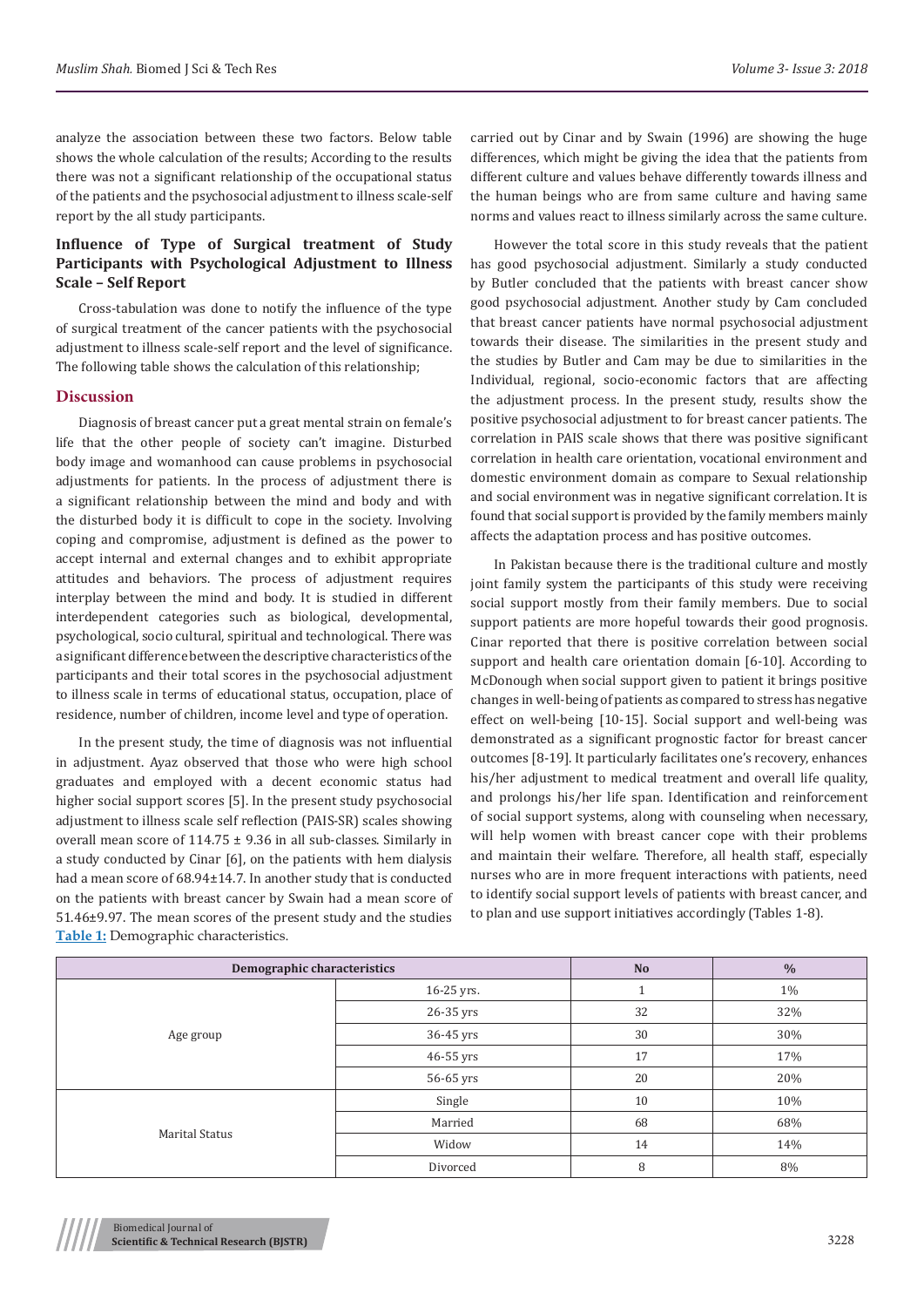analyze the association between these two factors. Below table shows the whole calculation of the results; According to the results there was not a significant relationship of the occupational status of the patients and the psychosocial adjustment to illness scale-self report by the all study participants.

### Influence of Type of Surgical treatment of Study Participants with Psychological Adjustment to Illness Scale – Self Report

Cross-tabulation was done to notify the influence of the type of surgical treatment of the cancer patients with the psychosocial adjustment to illness scale-self report and the level of significance. The following table shows the calculation of this relationship;

## Discussion

Diagnosis of breast cancer put a great mental strain on female's life that the other people of society can't imagine. Disturbed body image and womanhood can cause problems in psychosocial adjustments for patients. In the process of adjustment there is a significant relationship between the mind and body and with the disturbed body it is difficult to cope in the society. Involving coping and compromise, adjustment is defined as the power to accept internal and external changes and to exhibit appropriate attitudes and behaviors. The process of adjustment requires interplay between the mind and body. It is studied in different interdependent categories such as biological, developmental, psychological, socio cultural, spiritual and technological. There was a significant difference between the descriptive characteristics of the participants and their total scores in the psychosocial adjustment to illness scale in terms of educational status, occupation, place of residence, number of children, income level and type of operation.

In the present study, the time of diagnosis was not influential in adjustment. Ayaz observed that those who were high school graduates and employed with a decent economic status had higher social support scores [5]. In the present study psychosocial adjustment to illness scale self reflection (PAIS-SR) scales showing overall mean score of 114.75 ± 9.36 in all sub-classes. Similarly in a study conducted by Cinar [6], on the patients with hem dialysis had a mean score of 68.94±14.7. In another study that is conducted on the patients with breast cancer by Swain had a mean score of 51.46±9.97. The mean scores of the present study and the studies carried out by Cinar and by Swain (1996) are showing the huge differences, which might be giving the idea that the patients from different culture and values behave differently towards illness and the human beings who are from same culture and having same norms and values react to illness similarly across the same culture.

However the total score in this study reveals that the patient has good psychosocial adjustment. Similarly a study conducted by Butler concluded that the patients with breast cancer show good psychosocial adjustment. Another study by Cam concluded that breast cancer patients have normal psychosocial adjustment towards their disease. The similarities in the present study and the studies by Butler and Cam may be due to similarities in the Individual, regional, socio-economic factors that are affecting the adjustment process. In the present study, results show the positive psychosocial adjustment to for breast cancer patients. The correlation in PAIS scale shows that there was positive significant correlation in health care orientation, vocational environment and domestic environment domain as compare to Sexual relationship and social environment was in negative significant correlation. It is found that social support is provided by the family members mainly affects the adaptation process and has positive outcomes.

In Pakistan because there is the traditional culture and mostly joint family system the participants of this study were receiving social support mostly from their family members. Due to social support patients are more hopeful towards their good prognosis. Cinar reported that there is positive correlation between social support and health care orientation domain [6-10]. According to McDonough when social support given to patient it brings positive changes in well-being of patients as compared to stress has negative effect on well-being [10-15]. Social support and well-being was demonstrated as a significant prognostic factor for breast cancer outcomes [8-19]. It particularly facilitates one's recovery, enhances his/her adjustment to medical treatment and overall life quality, and prolongs his/her life span. Identification and reinforcement of social support systems, along with counseling when necessary, will help women with breast cancer cope with their problems and maintain their welfare. Therefore, all health staff, especially nurses who are in more frequent interactions with patients, need to identify social support levels of patients with breast cancer, and to plan and use support initiatives accordingly (Tables 1-8).

**Table 1:** Demographic characteristics.

| Demographic characteristics | | No | % |
|---|---|---|---|
| Age group | 16-25 yrs. | 1 | 1% |
| | 26-35 yrs | 32 | 32% |
| | 36-45 yrs | 30 | 30% |
| | 46-55 yrs | 17 | 17% |
| | 56-65 yrs | 20 | 20% |
| Marital Status | Single | 10 | 10% |
| | Married | 68 | 68% |
| | Widow | 14 | 14% |
| | Divorced | 8 | 8% |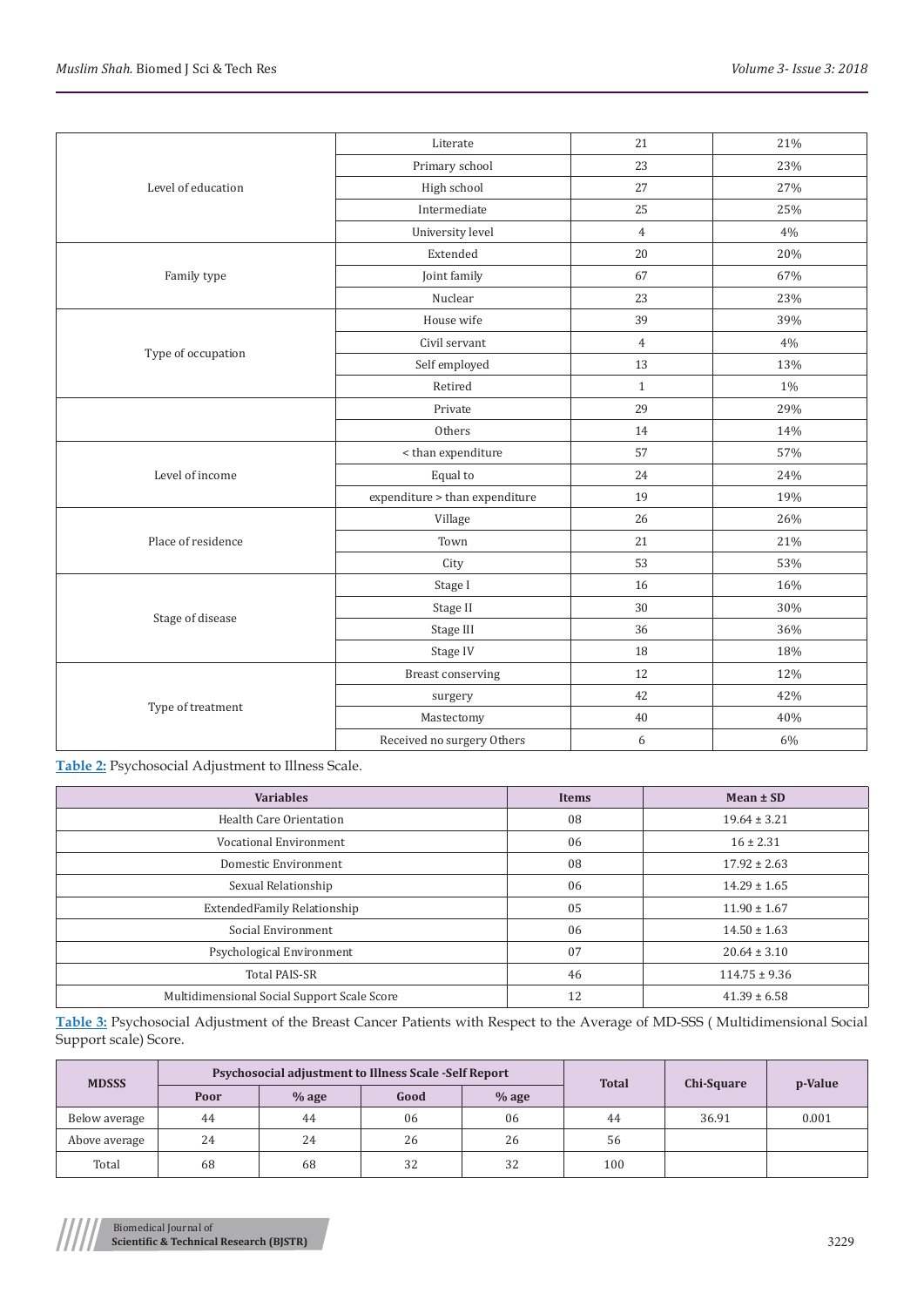| | | | |
|---|---|---|---|
| Level of education | Literate | 21 | 21% |
| | Primary school | 23 | 23% |
| | High school | 27 | 27% |
| | Intermediate | 25 | 25% |
| | University level | 4 | 4% |
| Family type | Extended | 20 | 20% |
| | Joint family | 67 | 67% |
| | Nuclear | 23 | 23% |
| Type of occupation | House wife | 39 | 39% |
| | Civil servant | 4 | 4% |
| | Self employed | 13 | 13% |
| | Retired | 1 | 1% |
| | Private | 29 | 29% |
| | Others | 14 | 14% |
| Level of income | < than expenditure | 57 | 57% |
| | Equal to | 24 | 24% |
| | expenditure > than expenditure | 19 | 19% |
| Place of residence | Village | 26 | 26% |
| | Town | 21 | 21% |
| | City | 53 | 53% |
| Stage of disease | Stage I | 16 | 16% |
| | Stage II | 30 | 30% |
| | Stage III | 36 | 36% |
| | Stage IV | 18 | 18% |
| Type of treatment | Breast conserving | 12 | 12% |
| | surgery | 42 | 42% |
| | Mastectomy | 40 | 40% |
| | Received no surgery Others | 6 | 6% |

**Table 2:** Psychosocial Adjustment to Illness Scale.

| Variables | Items | Mean ± SD |
|---|---|---|
| Health Care Orientation | 08 | 19.64 ± 3.21 |
| Vocational Environment | 06 | 16 ± 2.31 |
| Domestic Environment | 08 | 17.92 ± 2.63 |
| Sexual Relationship | 06 | 14.29 ± 1.65 |
| ExtendedFamily Relationship | 05 | 11.90 ± 1.67 |
| Social Environment | 06 | 14.50 ± 1.63 |
| Psychological Environment | 07 | 20.64 ± 3.10 |
| Total PAIS-SR | 46 | 114.75 ± 9.36 |
| Multidimensional Social Support Scale Score | 12 | 41.39 ± 6.58 |

**Table 3:** Psychosocial Adjustment of the Breast Cancer Patients with Respect to the Average of MD-SSS ( Multidimensional Social Support scale) Score.

| MDSSS | Psychosocial adjustment to Illness Scale -Self Report | | | | Total | Chi-Square | p-Value |
|---|---|---|---|---|---|---|---|
| | Poor | % age | Good | % age | | | |
| Below average | 44 | 44 | 06 | 06 | 44 | 36.91 | 0.001 |
| Above average | 24 | 24 | 26 | 26 | 56 | | |
| Total | 68 | 68 | 32 | 32 | 100 | | |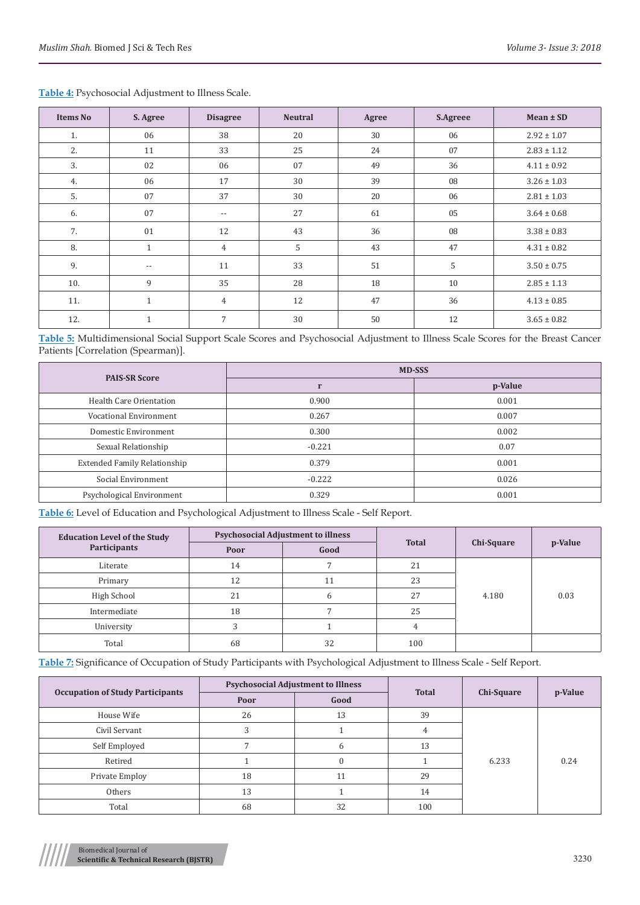**Table 4:** Psychosocial Adjustment to Illness Scale.

| Items No | S. Agree | Disagree | Neutral | Agree | S.Agreee | Mean ± SD |
|---|---|---|---|---|---|---|
| 1. | 06 | 38 | 20 | 30 | 06 | 2.92 ± 1.07 |
| 2. | 11 | 33 | 25 | 24 | 07 | 2.83 ± 1.12 |
| 3. | 02 | 06 | 07 | 49 | 36 | 4.11 ± 0.92 |
| 4. | 06 | 17 | 30 | 39 | 08 | 3.26 ± 1.03 |
| 5. | 07 | 37 | 30 | 20 | 06 | 2.81 ± 1.03 |
| 6. | 07 | -- | 27 | 61 | 05 | 3.64 ± 0.68 |
| 7. | 01 | 12 | 43 | 36 | 08 | 3.38 ± 0.83 |
| 8. | 1 | 4 | 5 | 43 | 47 | 4.31 ± 0.82 |
| 9. | -- | 11 | 33 | 51 | 5 | 3.50 ± 0.75 |
| 10. | 9 | 35 | 28 | 18 | 10 | 2.85 ± 1.13 |
| 11. | 1 | 4 | 12 | 47 | 36 | 4.13 ± 0.85 |
| 12. | 1 | 7 | 30 | 50 | 12 | 3.65 ± 0.82 |

**Table 5:** Multidimensional Social Support Scale Scores and Psychosocial Adjustment to Illness Scale Scores for the Breast Cancer Patients [Correlation (Spearman)].

| PAIS-SR Score | MD-SSS | |
|---|---|---|
| | r | p-Value |
| Health Care Orientation | 0.900 | 0.001 |
| Vocational Environment | 0.267 | 0.007 |
| Domestic Environment | 0.300 | 0.002 |
| Sexual Relationship | -0.221 | 0.07 |
| Extended Family Relationship | 0.379 | 0.001 |
| Social Environment | -0.222 | 0.026 |
| Psychological Environment | 0.329 | 0.001 |

**Table 6:** Level of Education and Psychological Adjustment to Illness Scale - Self Report.

| Education Level of the Study Participants | Psychosocial Adjustment to illness | | Total | Chi-Square | p-Value |
|---|---|---|---|---|---|
| | Poor | Good | | | |
| Literate | 14 | 7 | 21 | 4.180 | 0.03 |
| Primary | 12 | 11 | 23 | | |
| High School | 21 | 6 | 27 | | |
| Intermediate | 18 | 7 | 25 | | |
| University | 3 | 1 | 4 | | |
| Total | 68 | 32 | 100 | | |

**Table 7:** Significance of Occupation of Study Participants with Psychological Adjustment to Illness Scale - Self Report.

| Occupation of Study Participants | Psychosocial Adjustment to Illness | | Total | Chi-Square | p-Value |
|---|---|---|---|---|---|
| | Poor | Good | | | |
| House Wife | 26 | 13 | 39 | 6.233 | 0.24 |
| Civil Servant | 3 | 1 | 4 | | |
| Self Employed | 7 | 6 | 13 | | |
| Retired | 1 | 0 | 1 | | |
| Private Employ | 18 | 11 | 29 | | |
| Others | 13 | 1 | 14 | | |
| Total | 68 | 32 | 100 | | |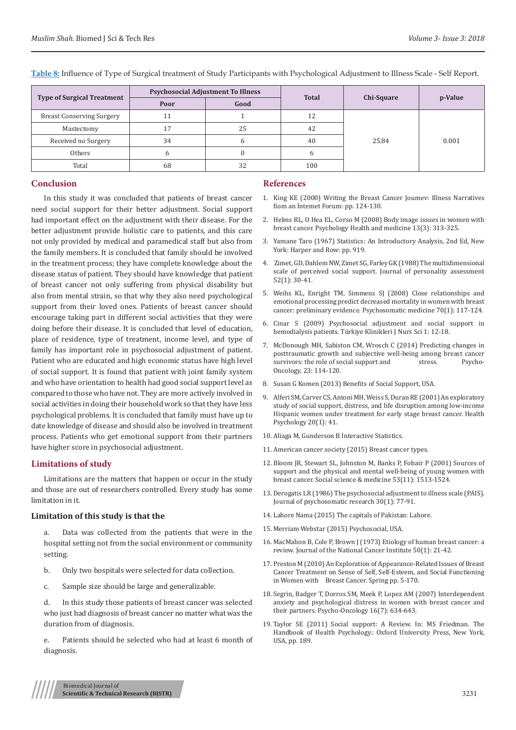**Table 8:** Influence of Type of Surgical treatment of Study Participants with Psychological Adjustment to Illness Scale - Self Report.

| Type of Surgical Treatment | Psychosocial Adjustment To Illness | | Total | Chi-Square | p-Value |
|---|---|---|---|---|---|
| | Poor | Good | | | |
| Breast Conserving Surgery | 11 | 1 | 12 | 25.84 | 0.001 |
| Mastectomy | 17 | 25 | 42 | | |
| Received no Surgery | 34 | 6 | 40 | | |
| Others | 6 | 0 | 6 | | |
| Total | 68 | 32 | 100 | | |

## Conclusion

In this study it was concluded that patients of breast cancer need social support for their better adjustment. Social support had important effect on the adjustment with their disease. For the better adjustment provide holistic care to patients, and this care not only provided by medical and paramedical staff but also from the family members. It is concluded that family should be involved in the treatment process; they have complete knowledge about the disease status of patient. They should have knowledge that patient of breast cancer not only suffering from physical disability but also from mental strain, so that why they also need psychological support from their loved ones. Patients of breast cancer should encourage taking part in different social activities that they were doing before their disease. It is concluded that level of education, place of residence, type of treatment, income level, and type of family has important role in psychosocial adjustment of patient. Patient who are educated and high economic status have high level of social support. It is found that patient with joint family system and who have orientation to health had good social support level as compared to those who have not. They are more actively involved in social activities in doing their household work so that they have less psychological problems. It is concluded that family must have up to date knowledge of disease and should also be involved in treatment process. Patients who get emotional support from their partners have higher score in psychosocial adjustment.

## Limitations of study

Limitations are the matters that happen or occur in the study and those are out of researchers controlled. Every study has some limitation in it.

### Limitation of this study is that the

a. Data was collected from the patients that were in the hospital setting not from the social environment or community setting.

b. Only two hospitals were selected for data collection.

c. Sample size should be large and generalizable.

d. In this study those patients of breast cancer was selected who just had diagnosis of breast cancer no matter what was the duration from of diagnosis.

e. Patients should be selected who had at least 6 month of diagnosis.

## References

1. King KE (2000) Writing the Breast Cancer Joumev: Illness Narratives fiom an Intemet Forum: pp. 124-130.
2. Helms RL, O Hea EL, Corso M (2008) Body image issues in women with breast cancer. Psychology Health and medicine 13(3): 313-325.
3. Yamane Taro (1967) Statistics: An Introductory Analysis, 2nd Ed, New York: Harper and Row: pp. 919.
4. Zimet, GD, Dahlem NW, Zimet SG, Farley GK (1988) The multidimensional scale of perceived social support. Journal of personality assessment 52(1): 30-41.
5. Weihs KL, Enright TM, Simmens SJ (2008) Close relationships and emotional processing predict decreased mortality in women with breast cancer: preliminary evidence. Psychosomatic medicine 70(1): 117-124.
6. Cinar S (2009) Psychosocial adjustment and social support in hemodialysis patients. Türkiye Klinikleri J Nurs Sci 1: 12-18.
7. McDonough MH, Sabiston CM, Wrosch C (2014) Predicting changes in posttraumatic growth and subjective well-being among breast cancer survivors: the role of social support and stress. Psycho-Oncology, 23: 114-120.
8. Susan G Komen (2013) Benefits of Social Support, USA.
9. Alferi SM, Carver CS, Antoni MH, Weiss S, Duran RE (2001) An exploratory study of social support, distress, and life disruption among low-income Hispanic women under treatment for early stage breast cancer. Health Psychology 20(1): 41.
10. Aliaga M, Gunderson B Interactive Statistics.
11. American cancer society (2015) Breast cancer types.
12. Bloom JR, Stewart SL, Johnston M, Banks P, Fobair P (2001) Sources of support and the physical and mental well-being of young women with breast cancer. Social science & medicine 53(11): 1513-1524.
13. Derogatis LR (1986) The psychosocial adjustment to illness scale (PAIS). Journal of psychosomatic research 30(1): 77-91.
14. Lahore Nama (2015) The capitals of Pakistan: Lahore.
15. Merriam Webstar (2015) Psychosocial, USA.
16. MacMahon B, Cole P, Brown J (1973) Etiology of human breast cancer: a review. Journal of the National Cancer Institute 50(1): 21-42.
17. Preston M (2010) An Exploration of Appearance-Related Issues of Breast Cancer Treatment on Sense of Self, Self-Esteem, and Social Functioning in Women with Breast Cancer. Spring pp. 5-170.
18. Segrin, Badger T, Dorros SM, Meek P, Lopez AM (2007) Interdependent anxiety and psychological distress in women with breast cancer and their partners. Psycho-Oncology 16(7): 634-643.
19. Taylor SE (2011) Social support: A Review. In: MS Friedman. The Handbook of Health Psychology.: Oxford University Press, New York, USA, pp. 189.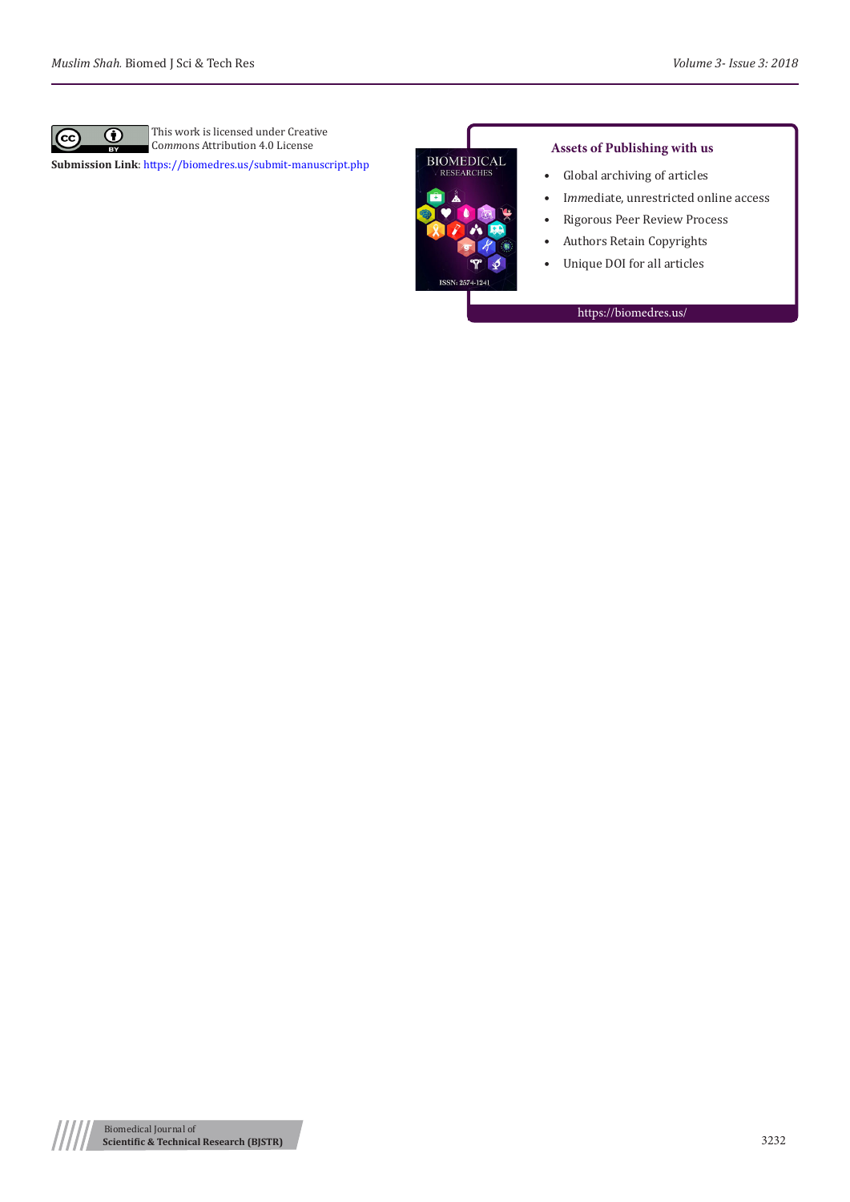This work is licensed under Creative Commons Attribution 4.0 License

**Submission Link**: https://biomedres.us/submit-manuscript.php

### Assets of Publishing with us

- Global archiving of articles
- Immediate, unrestricted online access
- Rigorous Peer Review Process
- Authors Retain Copyrights
- Unique DOI for all articles

https://biomedres.us/